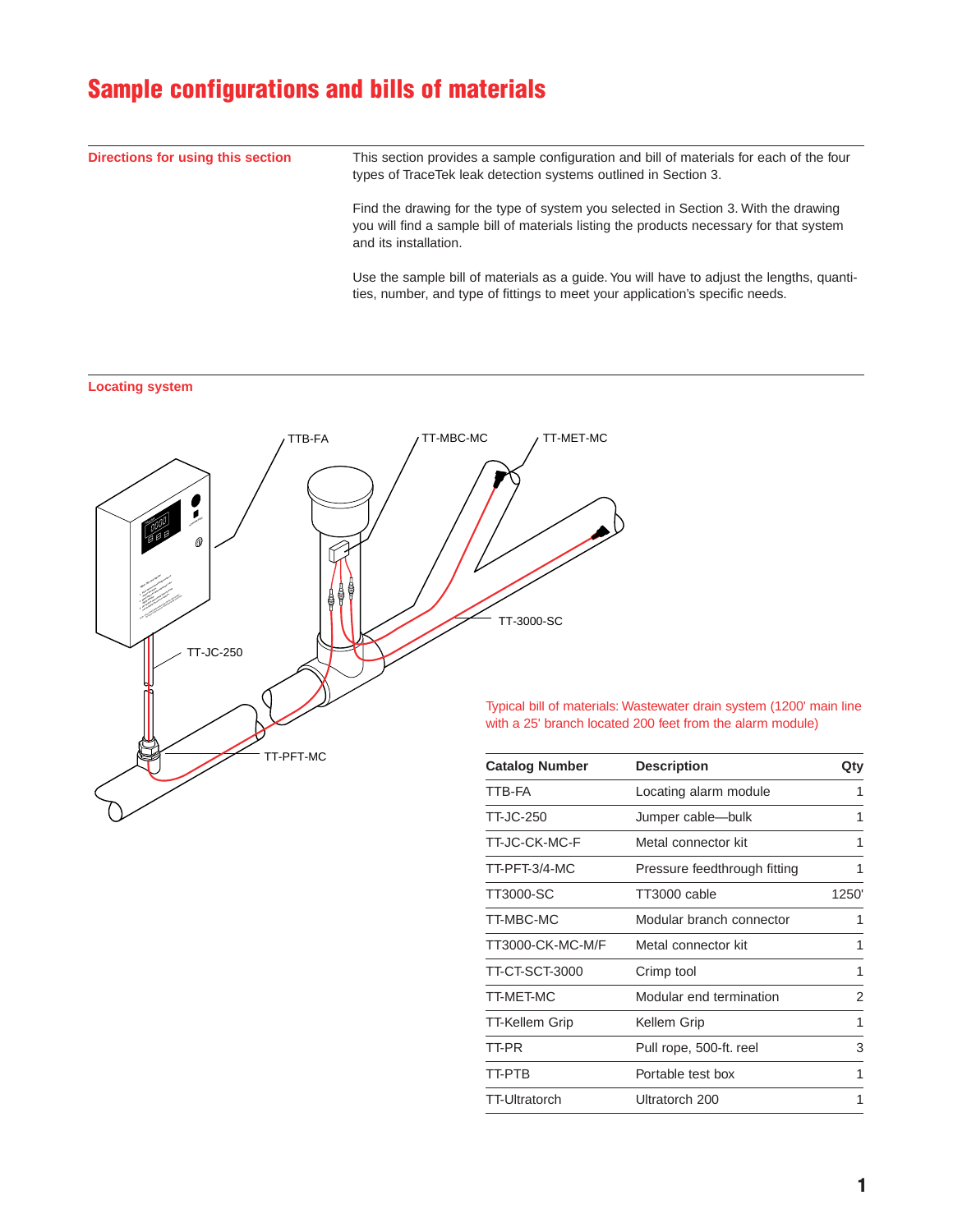# Sample configurations and bills of materials

## Directions for using this section

This section provides a sample configuration and bill of materials for each of the four types of TraceTek leak detection systems outlined in Section 3.

Find the drawing for the type of system you selected in Section 3. With the drawing you will find a sample bill of materials listing the products necessary for that system and its installation.

Use the sample bill of materials as a guide. You will have to adjust the lengths, quantities, number, and type of fittings to meet your application's specific needs.

## Locating system

Typical bill of materials: Wastewater drain system (1200' main line with a 25' branch located 200 feet from the alarm module)

| Catalog Number | Description | Qty |
|---|---|---|
| TTB-FA | Locating alarm module | 1 |
| TT-JC-250 | Jumper cable—bulk | 1 |
| TT-JC-CK-MC-F | Metal connector kit | 1 |
| TT-PFT-3/4-MC | Pressure feedthrough fitting | 1 |
| TT3000-SC | TT3000 cable | 1250' |
| TT-MBC-MC | Modular branch connector | 1 |
| TT3000-CK-MC-M/F | Metal connector kit | 1 |
| TT-CT-SCT-3000 | Crimp tool | 1 |
| TT-MET-MC | Modular end termination | 2 |
| TT-Kellem Grip | Kellem Grip | 1 |
| TT-PR | Pull rope, 500-ft. reel | 3 |
| TT-PTB | Portable test box | 1 |
| TT-Ultratorch | Ultratorch 200 | 1 |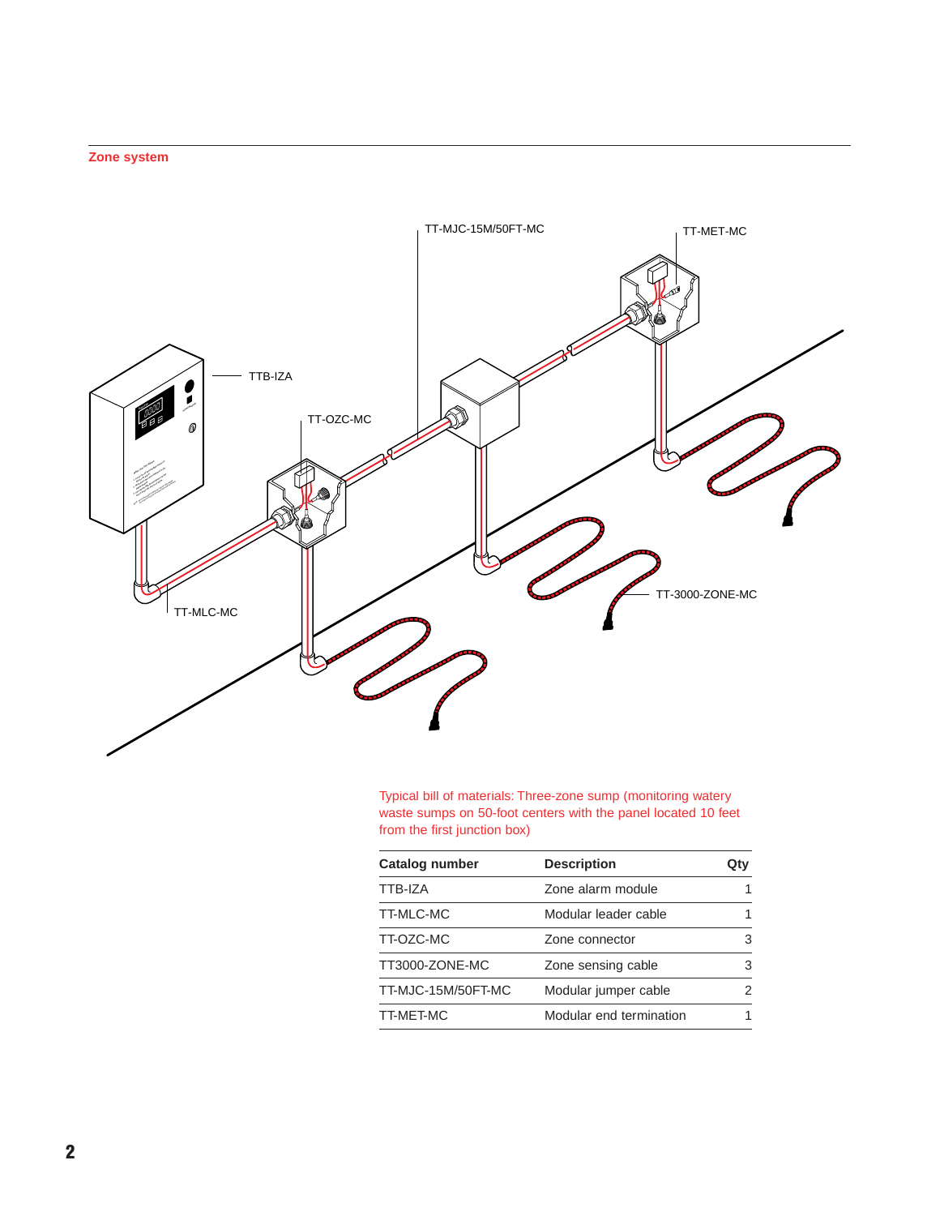## Zone system

TT-MJC-15M/50FT-MC

TT-MET-MC

TTB-IZA

TT-OZC-MC

TT-MLC-MC

TT-3000-ZONE-MC

Typical bill of materials: Three-zone sump (monitoring watery waste sumps on 50-foot centers with the panel located 10 feet from the first junction box)

| Catalog number | Description | Qty |
|---|---|---|
| TTB-IZA | Zone alarm module | 1 |
| TT-MLC-MC | Modular leader cable | 1 |
| TT-OZC-MC | Zone connector | 3 |
| TT3000-ZONE-MC | Zone sensing cable | 3 |
| TT-MJC-15M/50FT-MC | Modular jumper cable | 2 |
| TT-MET-MC | Modular end termination | 1 |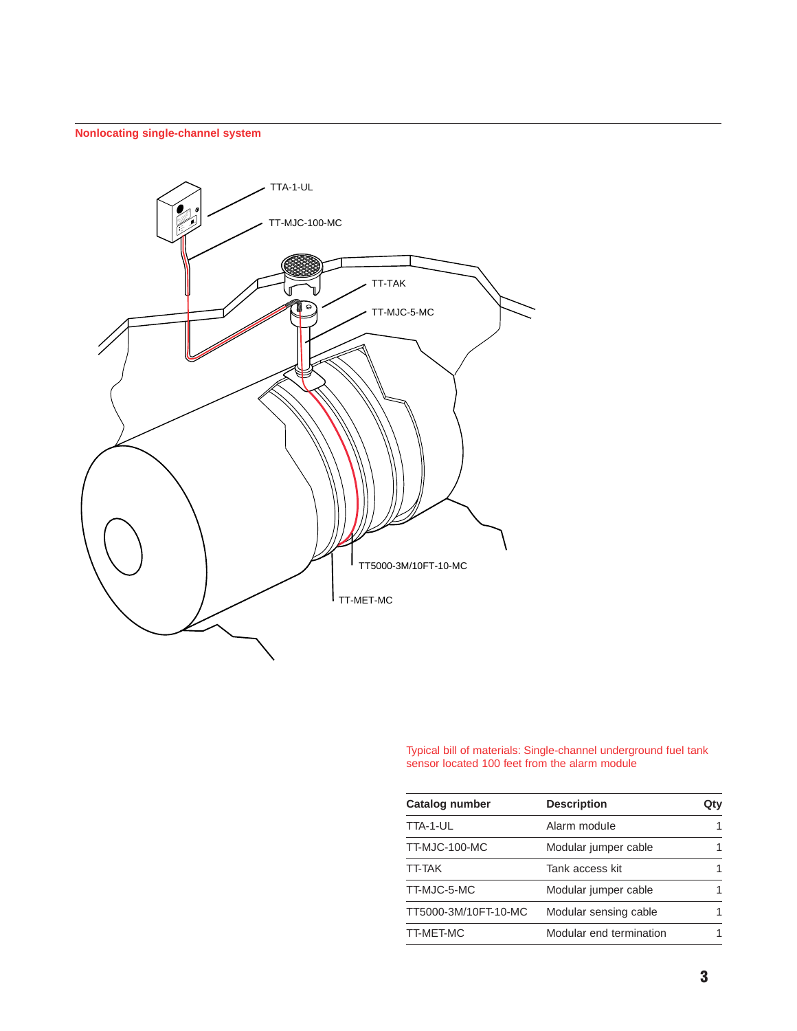## Nonlocating single-channel system

TTA-1-UL

TT-MJC-100-MC

TT-TAK

TT-MJC-5-MC

TT5000-3M/10FT-10-MC

TT-MET-MC

Typical bill of materials: Single-channel underground fuel tank sensor located 100 feet from the alarm module

| Catalog number | Description | Qty |
|---|---|---|
| TTA-1-UL | Alarm module | 1 |
| TT-MJC-100-MC | Modular jumper cable | 1 |
| TT-TAK | Tank access kit | 1 |
| TT-MJC-5-MC | Modular jumper cable | 1 |
| TT5000-3M/10FT-10-MC | Modular sensing cable | 1 |
| TT-MET-MC | Modular end termination | 1 |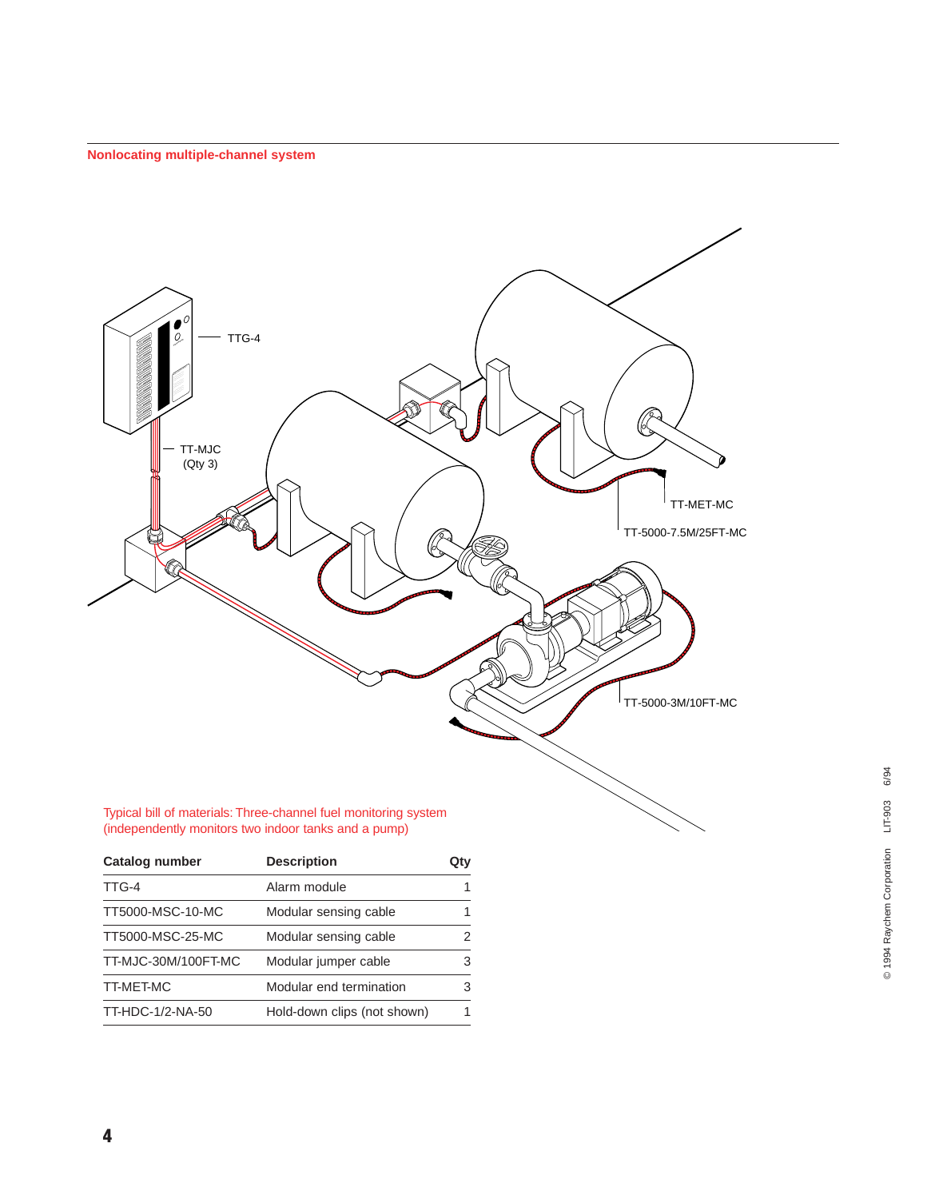## Nonlocating multiple-channel system

TTG-4

TT-MJC
(Qty 3)

TT-MET-MC

TT-5000-7.5M/25FT-MC

TT-5000-3M/10FT-MC

Typical bill of materials: Three-channel fuel monitoring system (independently monitors two indoor tanks and a pump)

| Catalog number | Description | Qty |
|---|---|---|
| TTG-4 | Alarm module | 1 |
| TT5000-MSC-10-MC | Modular sensing cable | 1 |
| TT5000-MSC-25-MC | Modular sensing cable | 2 |
| TT-MJC-30M/100FT-MC | Modular jumper cable | 3 |
| TT-MET-MC | Modular end termination | 3 |
| TT-HDC-1/2-NA-50 | Hold-down clips (not shown) | 1 |

© 1994 Raychem Corporation LIT-903 6/94